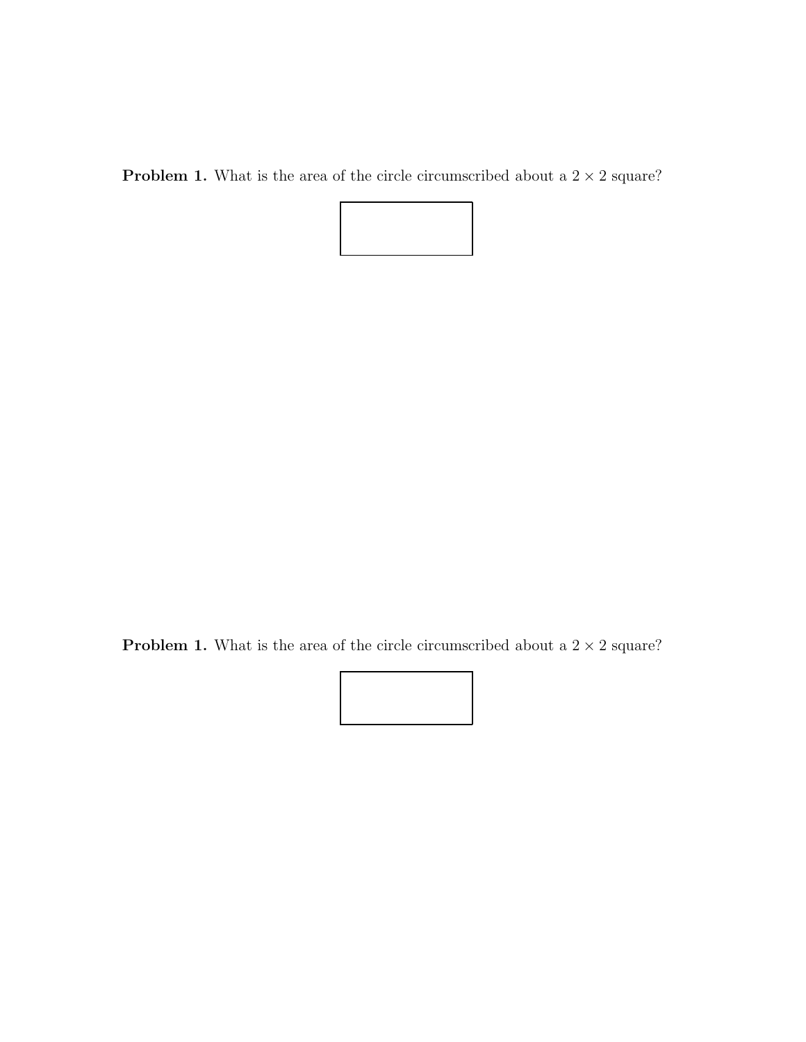**Problem 1.** What is the area of the circle circumscribed about a $2 \times 2$ square?

**Problem 1.** What is the area of the circle circumscribed about a $2 \times 2$ square?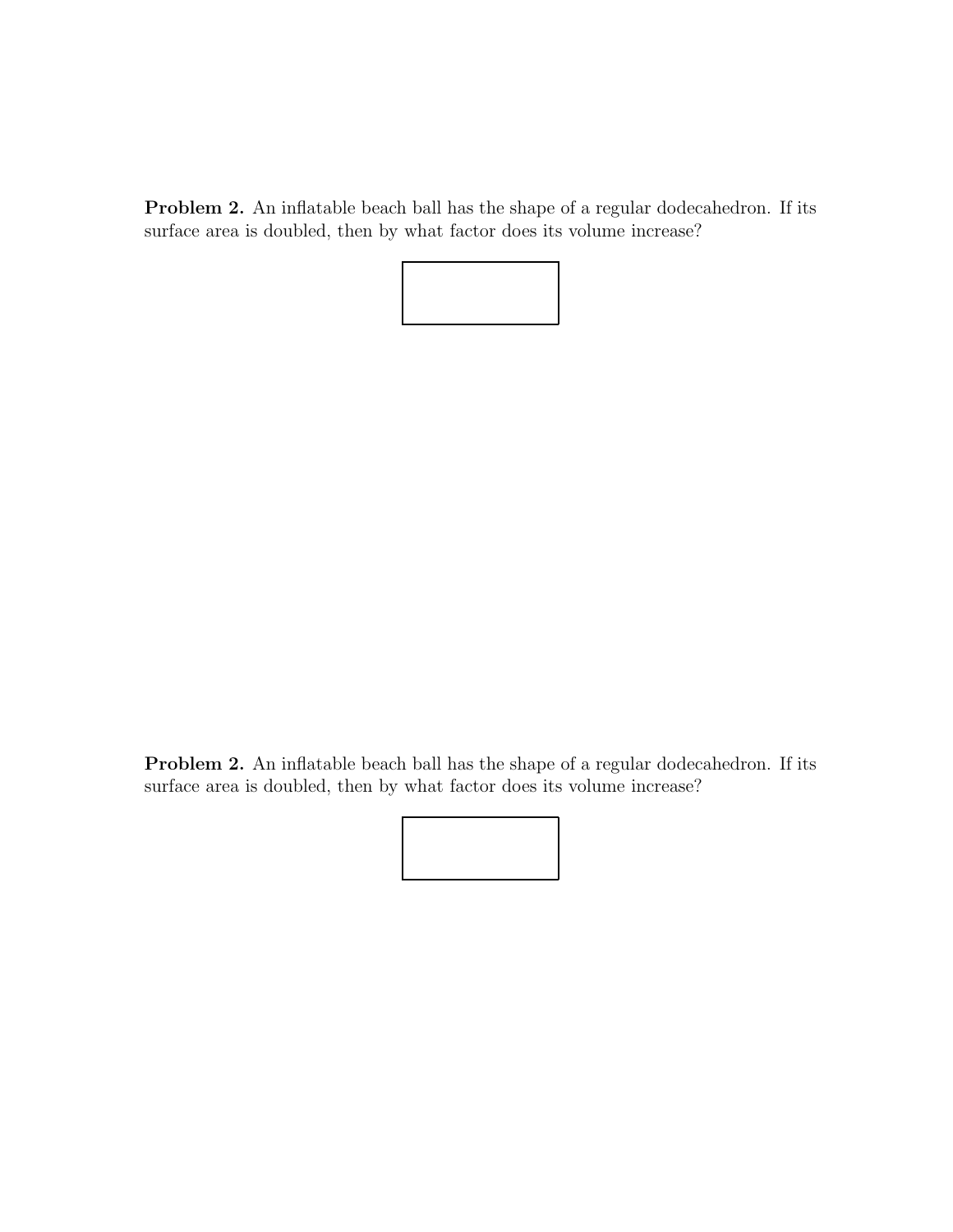**Problem 2.** An inflatable beach ball has the shape of a regular dodecahedron. If its surface area is doubled, then by what factor does its volume increase?

**Problem 2.** An inflatable beach ball has the shape of a regular dodecahedron. If its surface area is doubled, then by what factor does its volume increase?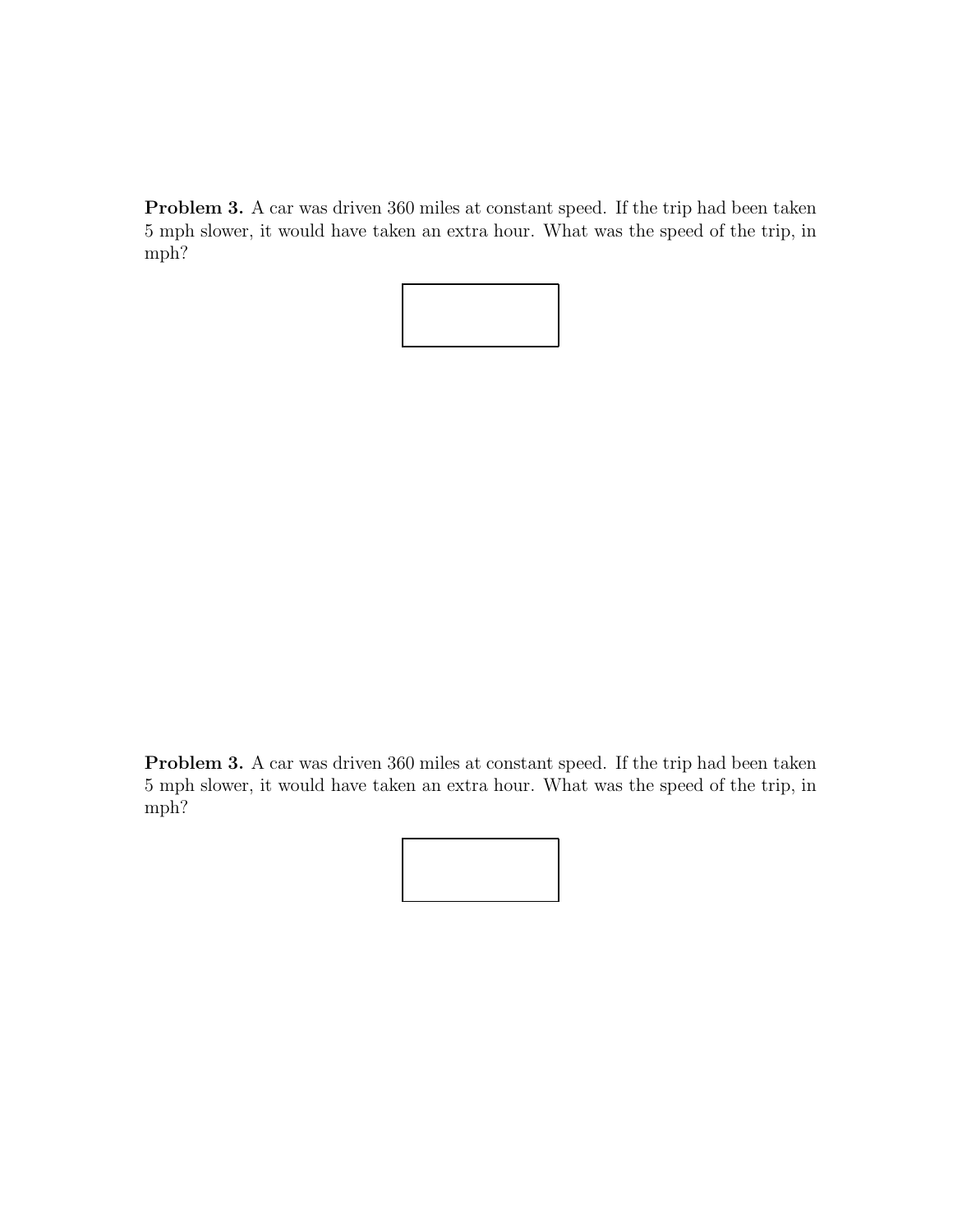**Problem 3.** A car was driven 360 miles at constant speed. If the trip had been taken 5 mph slower, it would have taken an extra hour. What was the speed of the trip, in mph?

**Problem 3.** A car was driven 360 miles at constant speed. If the trip had been taken 5 mph slower, it would have taken an extra hour. What was the speed of the trip, in mph?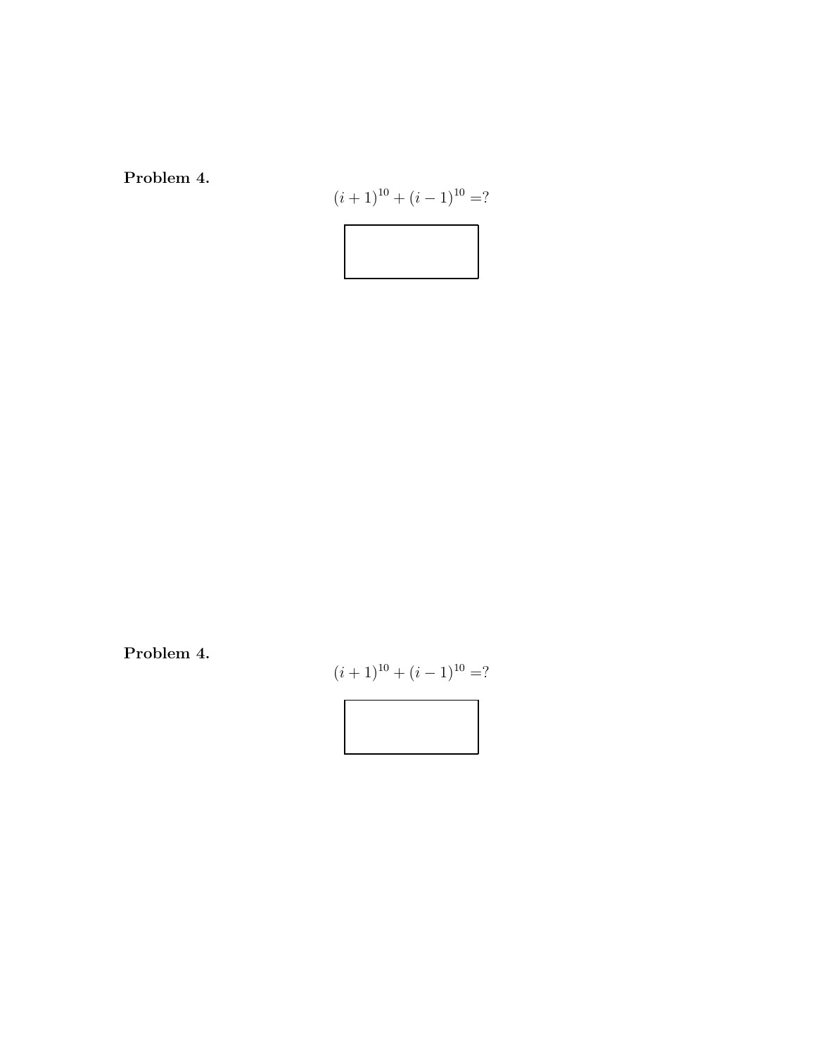**Problem 4.**

$$(i+1)^{10} + (i-1)^{10} = ?$$

**Problem 4.**

$$(i+1)^{10} + (i-1)^{10} = ?$$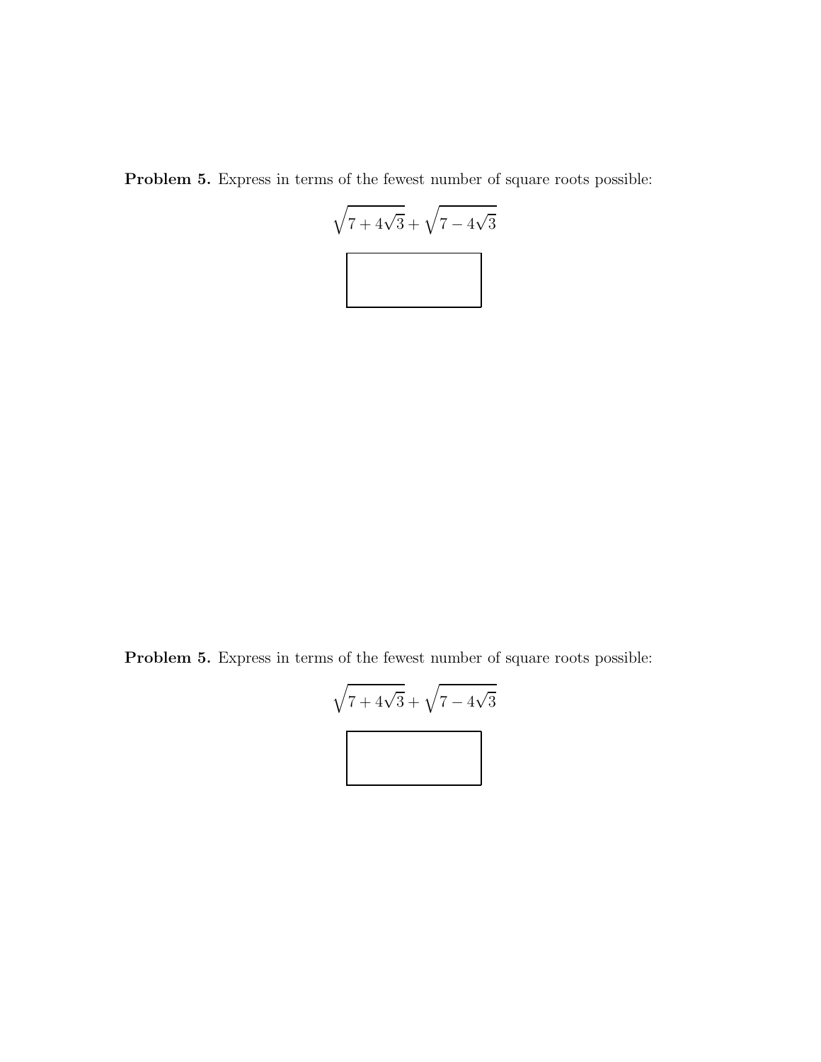**Problem 5.** Express in terms of the fewest number of square roots possible:

$$\sqrt{7+4\sqrt{3}}+\sqrt{7-4\sqrt{3}}$$

**Problem 5.** Express in terms of the fewest number of square roots possible:

$$\sqrt{7+4\sqrt{3}}+\sqrt{7-4\sqrt{3}}$$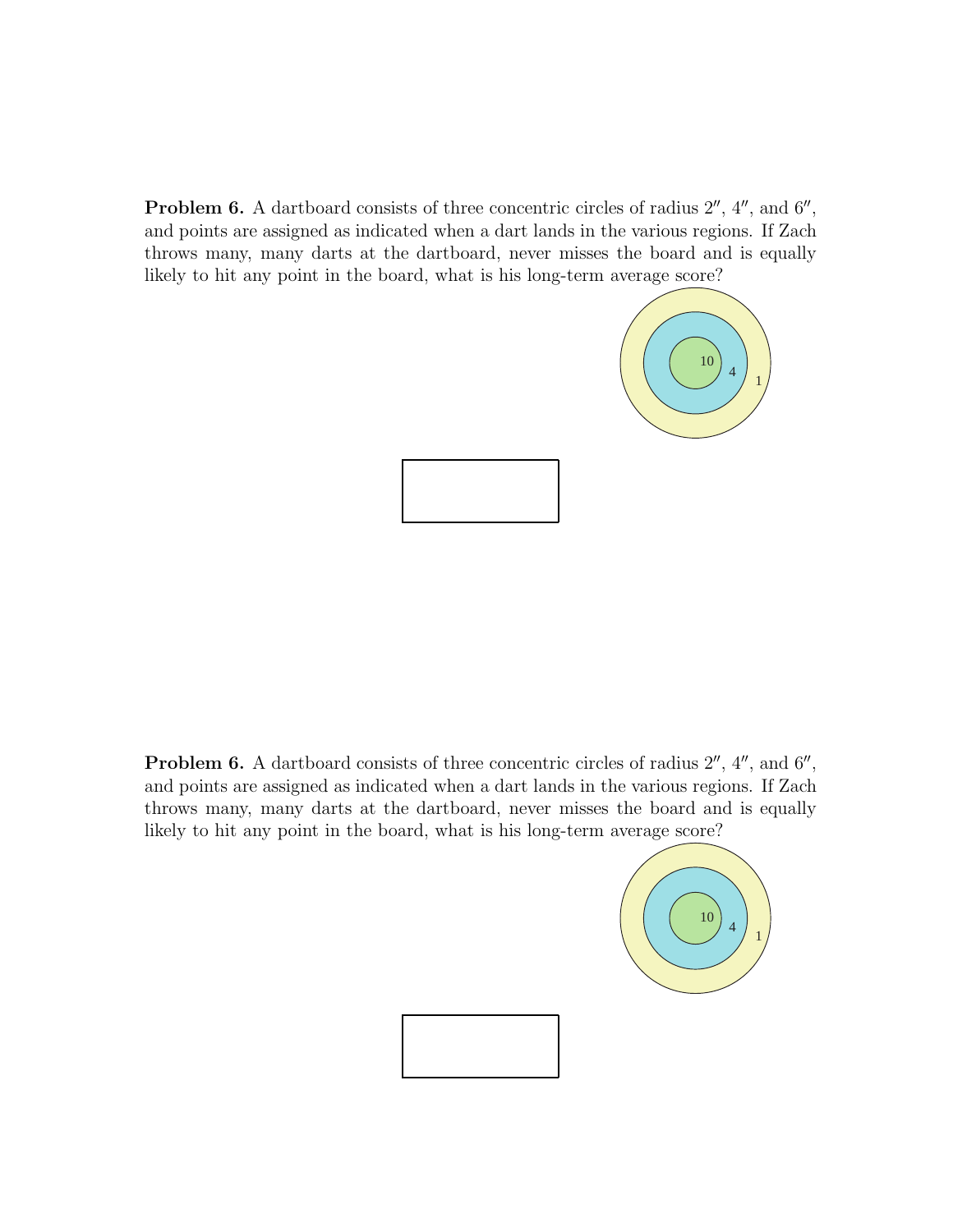**Problem 6.** A dartboard consists of three concentric circles of radius $2''$, $4''$, and $6''$, and points are assigned as indicated when a dart lands in the various regions. If Zach throws many, many darts at the dartboard, never misses the board and is equally likely to hit any point in the board, what is his long-term average score?

**Problem 6.** A dartboard consists of three concentric circles of radius $2''$, $4''$, and $6''$, and points are assigned as indicated when a dart lands in the various regions. If Zach throws many, many darts at the dartboard, never misses the board and is equally likely to hit any point in the board, what is his long-term average score?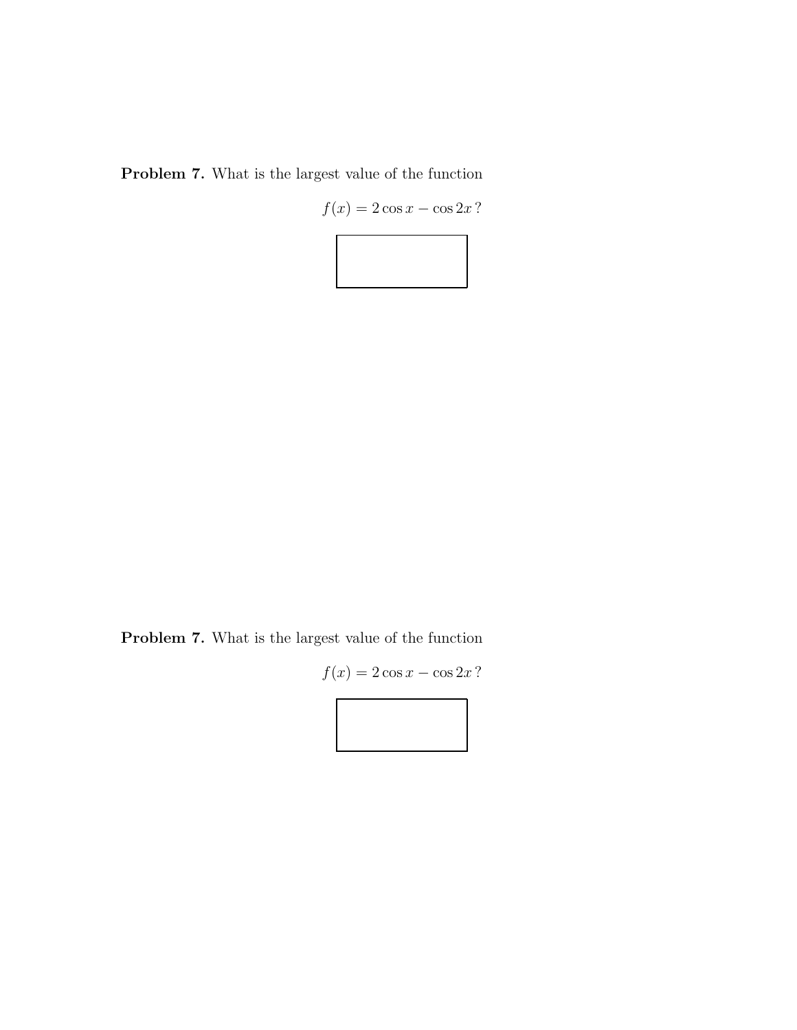**Problem 7.** What is the largest value of the function

$$f(x) = 2\cos x - \cos 2x\,?$$

**Problem 7.** What is the largest value of the function

$$f(x) = 2\cos x - \cos 2x\,?$$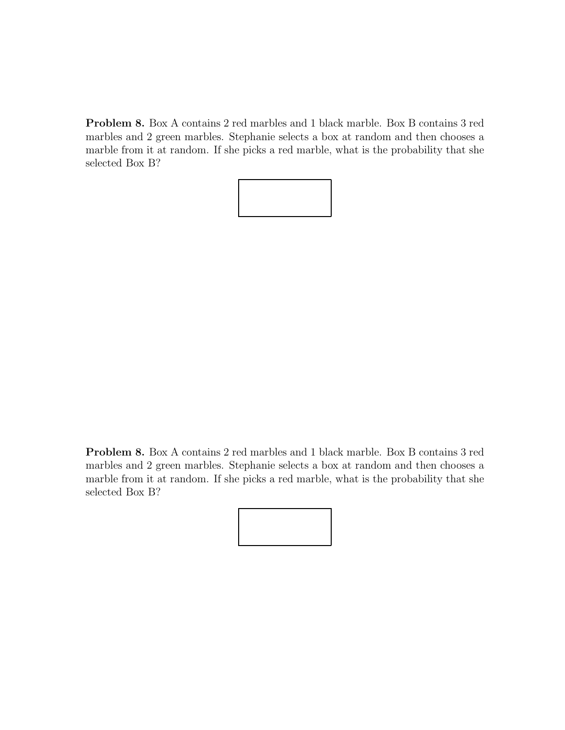**Problem 8.** Box A contains 2 red marbles and 1 black marble. Box B contains 3 red marbles and 2 green marbles. Stephanie selects a box at random and then chooses a marble from it at random. If she picks a red marble, what is the probability that she selected Box B?

**Problem 8.** Box A contains 2 red marbles and 1 black marble. Box B contains 3 red marbles and 2 green marbles. Stephanie selects a box at random and then chooses a marble from it at random. If she picks a red marble, what is the probability that she selected Box B?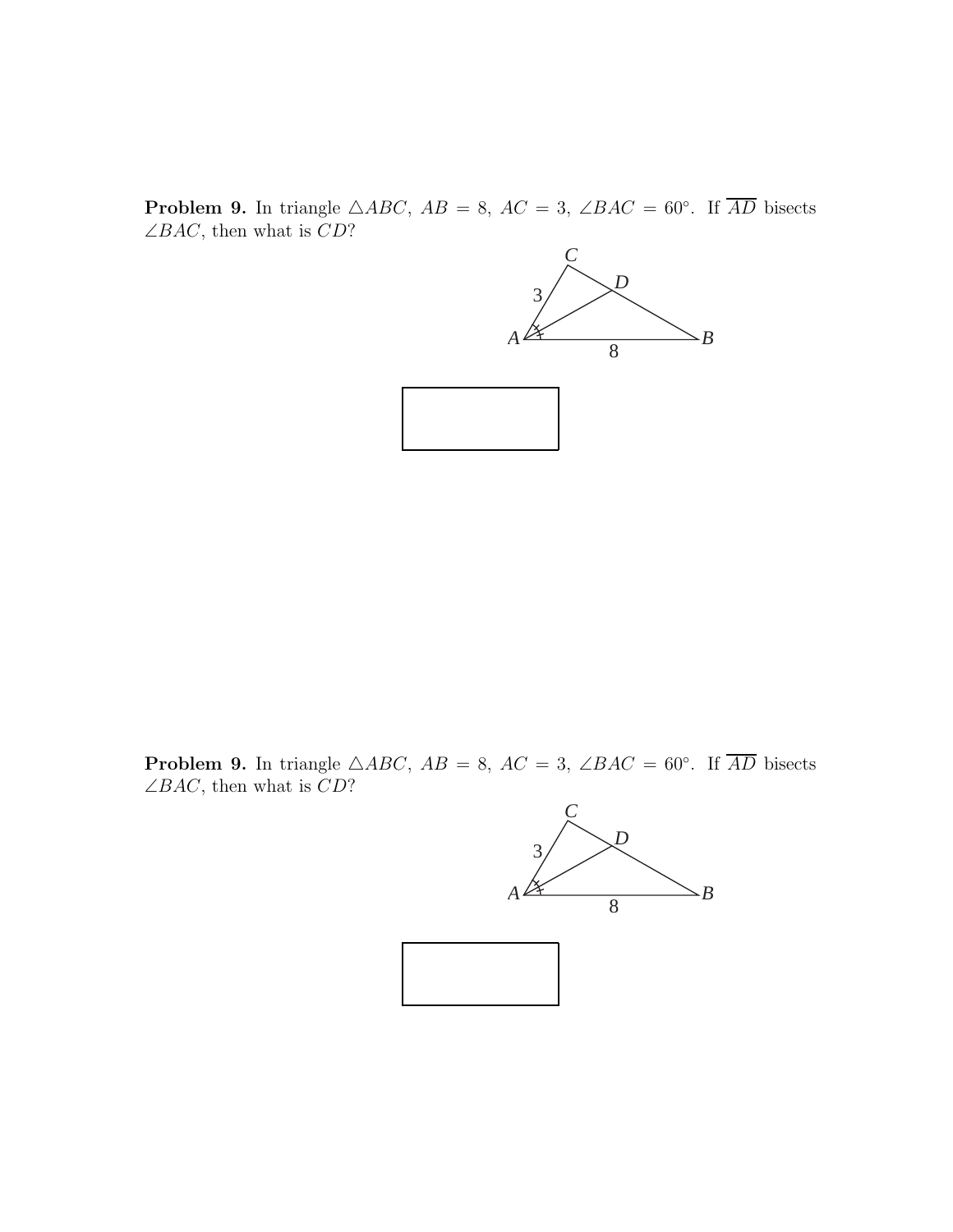**Problem 9.** In triangle $\triangle ABC$, $AB = 8$, $AC = 3$, $\angle BAC = 60°$. If $\overline{AD}$ bisects $\angle BAC$, then what is $CD$?

**Problem 9.** In triangle $\triangle ABC$, $AB = 8$, $AC = 3$, $\angle BAC = 60°$. If $\overline{AD}$ bisects $\angle BAC$, then what is $CD$?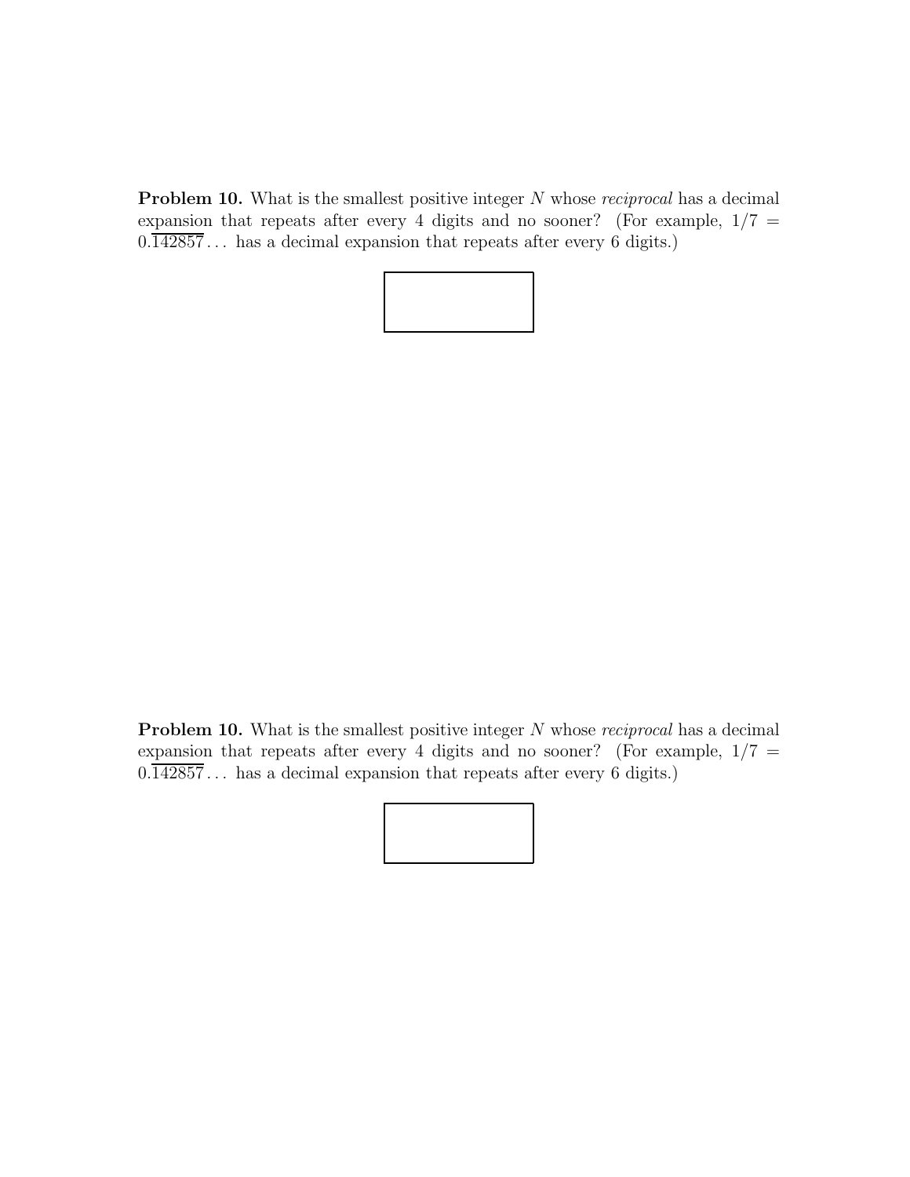**Problem 10.** What is the smallest positive integer $N$ whose *reciprocal* has a decimal expansion that repeats after every 4 digits and no sooner? (For example, $1/7 = 0.\overline{142857}\ldots$ has a decimal expansion that repeats after every 6 digits.)

**Problem 10.** What is the smallest positive integer $N$ whose *reciprocal* has a decimal expansion that repeats after every 4 digits and no sooner? (For example, $1/7 = 0.\overline{142857}\ldots$ has a decimal expansion that repeats after every 6 digits.)